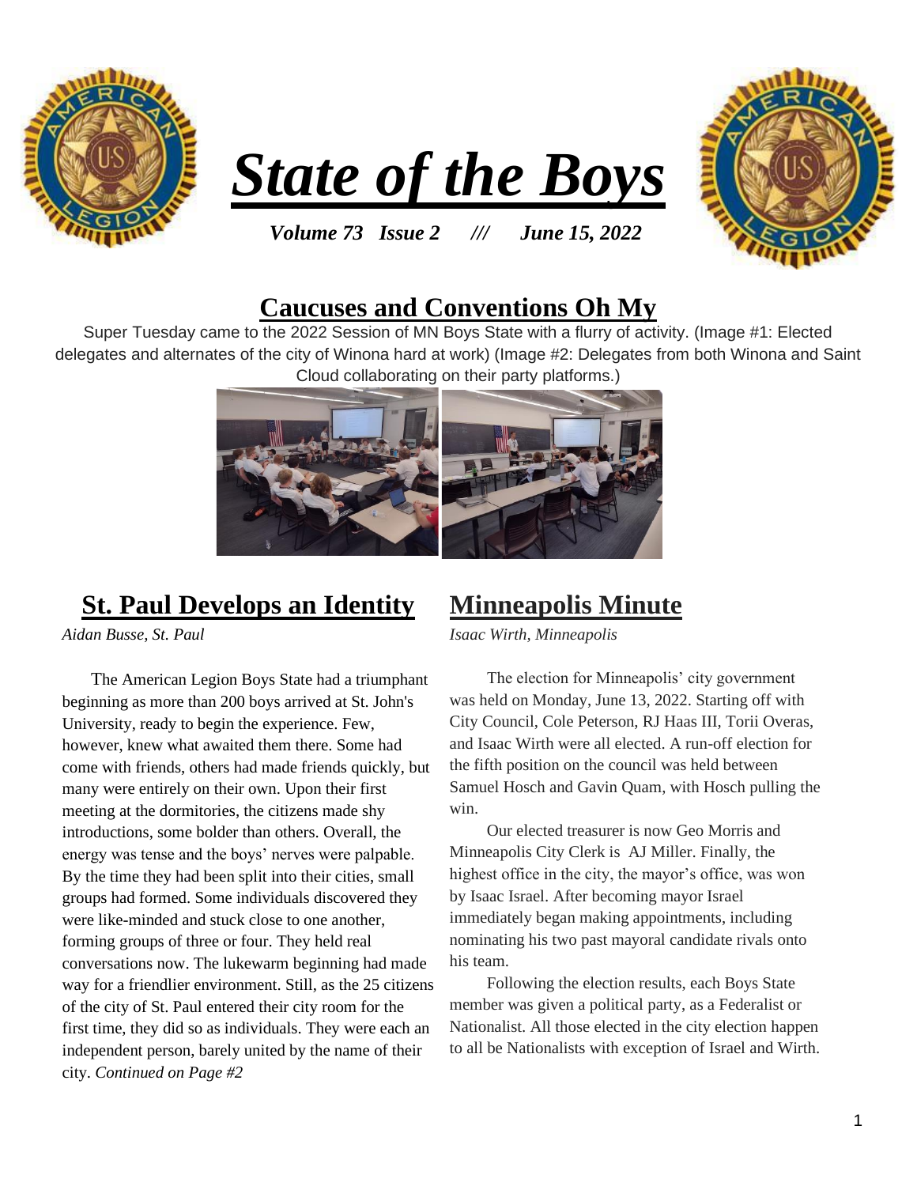# *State of the Boys*

***Volume 73 Issue 2 /// June 15, 2022***

## Caucuses and Conventions Oh My

Super Tuesday came to the 2022 Session of MN Boys State with a flurry of activity. (Image #1: Elected delegates and alternates of the city of Winona hard at work) (Image #2: Delegates from both Winona and Saint Cloud collaborating on their party platforms.)

## St. Paul Develops an Identity

*Aidan Busse, St. Paul*

The American Legion Boys State had a triumphant beginning as more than 200 boys arrived at St. John's University, ready to begin the experience. Few, however, knew what awaited them there. Some had come with friends, others had made friends quickly, but many were entirely on their own. Upon their first meeting at the dormitories, the citizens made shy introductions, some bolder than others. Overall, the energy was tense and the boys' nerves were palpable. By the time they had been split into their cities, small groups had formed. Some individuals discovered they were like-minded and stuck close to one another, forming groups of three or four. They held real conversations now. The lukewarm beginning had made way for a friendlier environment. Still, as the 25 citizens of the city of St. Paul entered their city room for the first time, they did so as individuals. They were each an independent person, barely united by the name of their city. *Continued on Page #2*

## Minneapolis Minute

*Isaac Wirth, Minneapolis*

The election for Minneapolis' city government was held on Monday, June 13, 2022. Starting off with City Council, Cole Peterson, RJ Haas III, Torii Overas, and Isaac Wirth were all elected. A run-off election for the fifth position on the council was held between Samuel Hosch and Gavin Quam, with Hosch pulling the win.

Our elected treasurer is now Geo Morris and Minneapolis City Clerk is AJ Miller. Finally, the highest office in the city, the mayor's office, was won by Isaac Israel. After becoming mayor Israel immediately began making appointments, including nominating his two past mayoral candidate rivals onto his team.

Following the election results, each Boys State member was given a political party, as a Federalist or Nationalist. All those elected in the city election happen to all be Nationalists with exception of Israel and Wirth.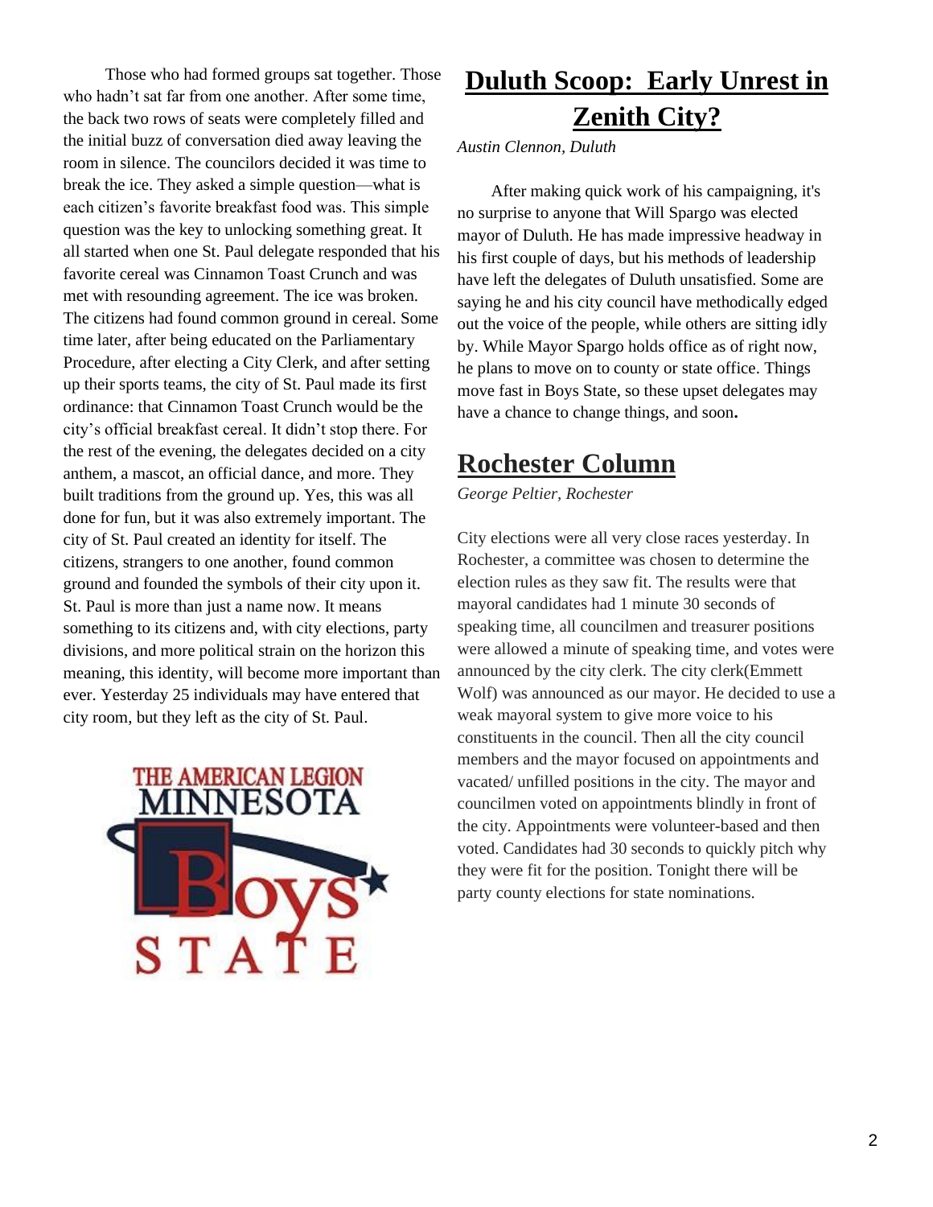Those who had formed groups sat together. Those who hadn't sat far from one another. After some time, the back two rows of seats were completely filled and the initial buzz of conversation died away leaving the room in silence. The councilors decided it was time to break the ice. They asked a simple question—what is each citizen's favorite breakfast food was. This simple question was the key to unlocking something great. It all started when one St. Paul delegate responded that his favorite cereal was Cinnamon Toast Crunch and was met with resounding agreement. The ice was broken. The citizens had found common ground in cereal. Some time later, after being educated on the Parliamentary Procedure, after electing a City Clerk, and after setting up their sports teams, the city of St. Paul made its first ordinance: that Cinnamon Toast Crunch would be the city's official breakfast cereal. It didn't stop there. For the rest of the evening, the delegates decided on a city anthem, a mascot, an official dance, and more. They built traditions from the ground up. Yes, this was all done for fun, but it was also extremely important. The city of St. Paul created an identity for itself. The citizens, strangers to one another, found common ground and founded the symbols of their city upon it. St. Paul is more than just a name now. It means something to its citizens and, with city elections, party divisions, and more political strain on the horizon this meaning, this identity, will become more important than ever. Yesterday 25 individuals may have entered that city room, but they left as the city of St. Paul.

THE AMERICAN LEGION MINNESOTA Boys STATE

# Duluth Scoop: Early Unrest in Zenith City?

*Austin Clennon, Duluth*

After making quick work of his campaigning, it's no surprise to anyone that Will Spargo was elected mayor of Duluth. He has made impressive headway in his first couple of days, but his methods of leadership have left the delegates of Duluth unsatisfied. Some are saying he and his city council have methodically edged out the voice of the people, while others are sitting idly by. While Mayor Spargo holds office as of right now, he plans to move on to county or state office. Things move fast in Boys State, so these upset delegates may have a chance to change things, and soon.

# Rochester Column

*George Peltier, Rochester*

City elections were all very close races yesterday. In Rochester, a committee was chosen to determine the election rules as they saw fit. The results were that mayoral candidates had 1 minute 30 seconds of speaking time, all councilmen and treasurer positions were allowed a minute of speaking time, and votes were announced by the city clerk. The city clerk(Emmett Wolf) was announced as our mayor. He decided to use a weak mayoral system to give more voice to his constituents in the council. Then all the city council members and the mayor focused on appointments and vacated/ unfilled positions in the city. The mayor and councilmen voted on appointments blindly in front of the city. Appointments were volunteer-based and then voted. Candidates had 30 seconds to quickly pitch why they were fit for the position. Tonight there will be party county elections for state nominations.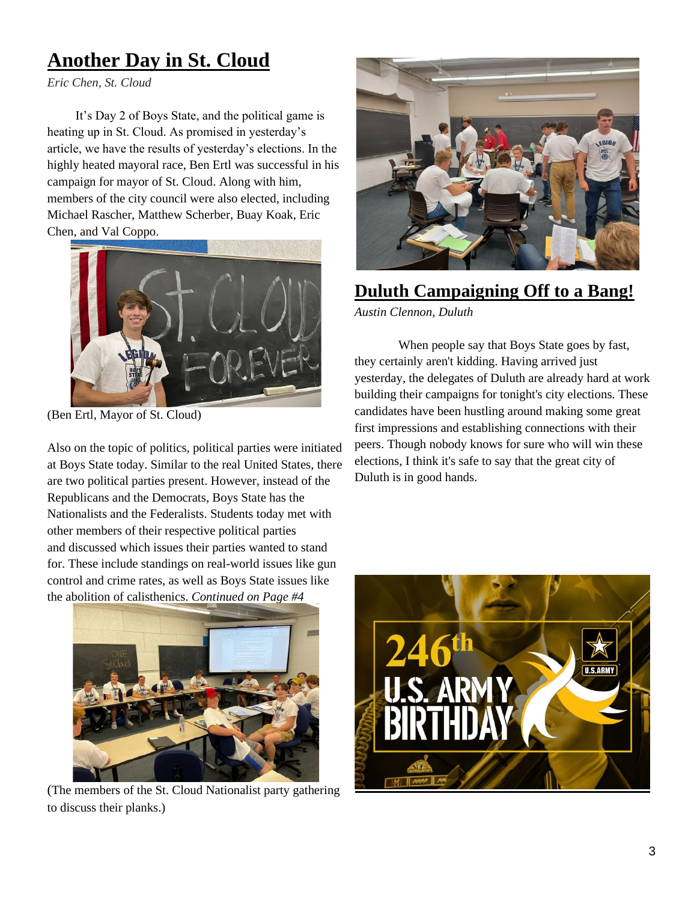## Another Day in St. Cloud

*Eric Chen, St. Cloud*

It's Day 2 of Boys State, and the political game is heating up in St. Cloud. As promised in yesterday's article, we have the results of yesterday's elections. In the highly heated mayoral race, Ben Ertl was successful in his campaign for mayor of St. Cloud. Along with him, members of the city council were also elected, including Michael Rascher, Matthew Scherber, Buay Koak, Eric Chen, and Val Coppo.

(Ben Ertl, Mayor of St. Cloud)

Also on the topic of politics, political parties were initiated at Boys State today. Similar to the real United States, there are two political parties present. However, instead of the Republicans and the Democrats, Boys State has the Nationalists and the Federalists. Students today met with other members of their respective political parties and discussed which issues their parties wanted to stand for. These include standings on real-world issues like gun control and crime rates, as well as Boys State issues like the abolition of calisthenics. *Continued on Page #4*

(The members of the St. Cloud Nationalist party gathering to discuss their planks.)

## Duluth Campaigning Off to a Bang!

*Austin Clennon, Duluth*

When people say that Boys State goes by fast, they certainly aren't kidding. Having arrived just yesterday, the delegates of Duluth are already hard at work building their campaigns for tonight's city elections. These candidates have been hustling around making some great first impressions and establishing connections with their peers. Though nobody knows for sure who will win these elections, I think it's safe to say that the great city of Duluth is in good hands.

246th U.S. ARMY BIRTHDAY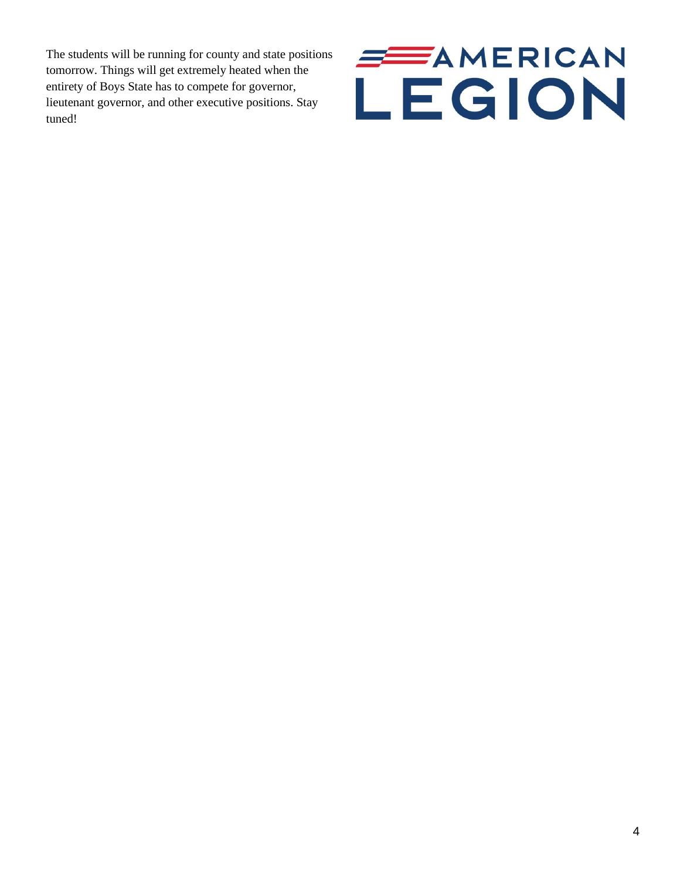The students will be running for county and state positions tomorrow. Things will get extremely heated when the entirety of Boys State has to compete for governor, lieutenant governor, and other executive positions. Stay tuned!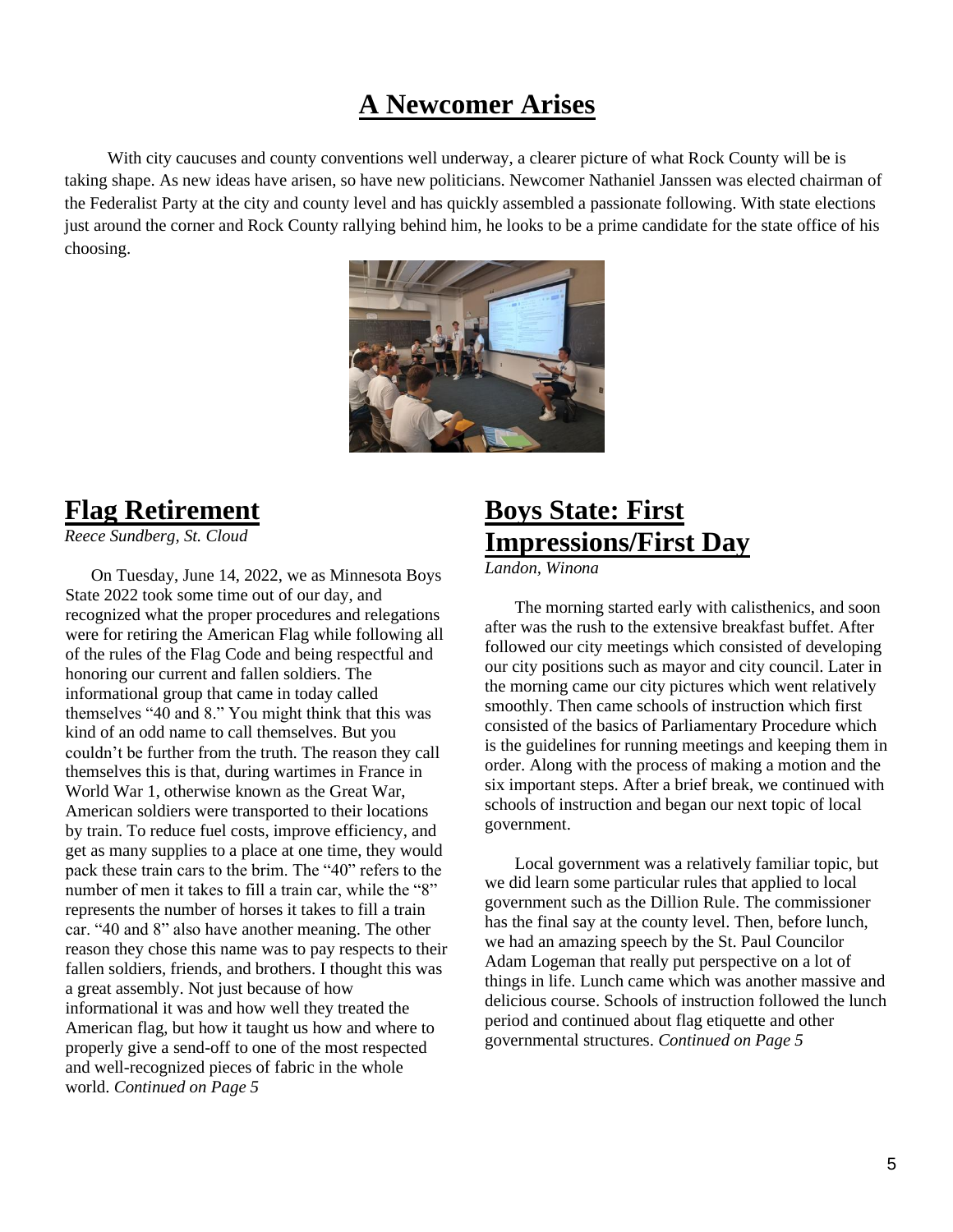# A Newcomer Arises

With city caucuses and county conventions well underway, a clearer picture of what Rock County will be is taking shape. As new ideas have arisen, so have new politicians. Newcomer Nathaniel Janssen was elected chairman of the Federalist Party at the city and county level and has quickly assembled a passionate following. With state elections just around the corner and Rock County rallying behind him, he looks to be a prime candidate for the state office of his choosing.

## Flag Retirement

*Reece Sundberg, St. Cloud*

On Tuesday, June 14, 2022, we as Minnesota Boys State 2022 took some time out of our day, and recognized what the proper procedures and relegations were for retiring the American Flag while following all of the rules of the Flag Code and being respectful and honoring our current and fallen soldiers. The informational group that came in today called themselves "40 and 8." You might think that this was kind of an odd name to call themselves. But you couldn't be further from the truth. The reason they call themselves this is that, during wartimes in France in World War 1, otherwise known as the Great War, American soldiers were transported to their locations by train. To reduce fuel costs, improve efficiency, and get as many supplies to a place at one time, they would pack these train cars to the brim. The "40" refers to the number of men it takes to fill a train car, while the "8" represents the number of horses it takes to fill a train car. "40 and 8" also have another meaning. The other reason they chose this name was to pay respects to their fallen soldiers, friends, and brothers. I thought this was a great assembly. Not just because of how informational it was and how well they treated the American flag, but how it taught us how and where to properly give a send-off to one of the most respected and well-recognized pieces of fabric in the whole world. *Continued on Page 5*

## Boys State: First Impressions/First Day

*Landon, Winona*

The morning started early with calisthenics, and soon after was the rush to the extensive breakfast buffet. After followed our city meetings which consisted of developing our city positions such as mayor and city council. Later in the morning came our city pictures which went relatively smoothly. Then came schools of instruction which first consisted of the basics of Parliamentary Procedure which is the guidelines for running meetings and keeping them in order. Along with the process of making a motion and the six important steps. After a brief break, we continued with schools of instruction and began our next topic of local government.

Local government was a relatively familiar topic, but we did learn some particular rules that applied to local government such as the Dillion Rule. The commissioner has the final say at the county level. Then, before lunch, we had an amazing speech by the St. Paul Councilor Adam Logeman that really put perspective on a lot of things in life. Lunch came which was another massive and delicious course. Schools of instruction followed the lunch period and continued about flag etiquette and other governmental structures. *Continued on Page 5*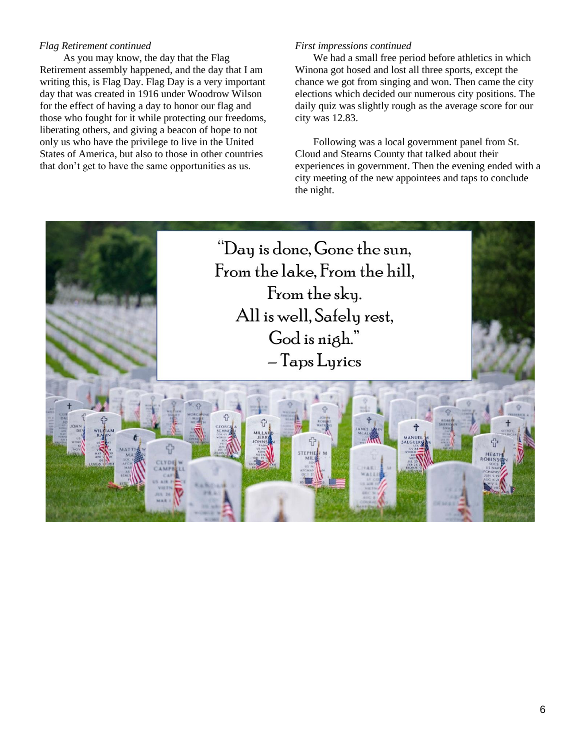*Flag Retirement continued*

As you may know, the day that the Flag Retirement assembly happened, and the day that I am writing this, is Flag Day. Flag Day is a very important day that was created in 1916 under Woodrow Wilson for the effect of having a day to honor our flag and those who fought for it while protecting our freedoms, liberating others, and giving a beacon of hope to not only us who have the privilege to live in the United States of America, but also to those in other countries that don't get to have the same opportunities as us.

*First impressions continued*

We had a small free period before athletics in which Winona got hosed and lost all three sports, except the chance we got from singing and won. Then came the city elections which decided our numerous city positions. The daily quiz was slightly rough as the average score for our city was 12.83.

Following was a local government panel from St. Cloud and Stearns County that talked about their experiences in government. Then the evening ended with a city meeting of the new appointees and taps to conclude the night.

"Day is done, Gone the sun,
From the lake, From the hill,
From the sky.
All is well, Safely rest,
God is nigh."
– Taps Lyrics